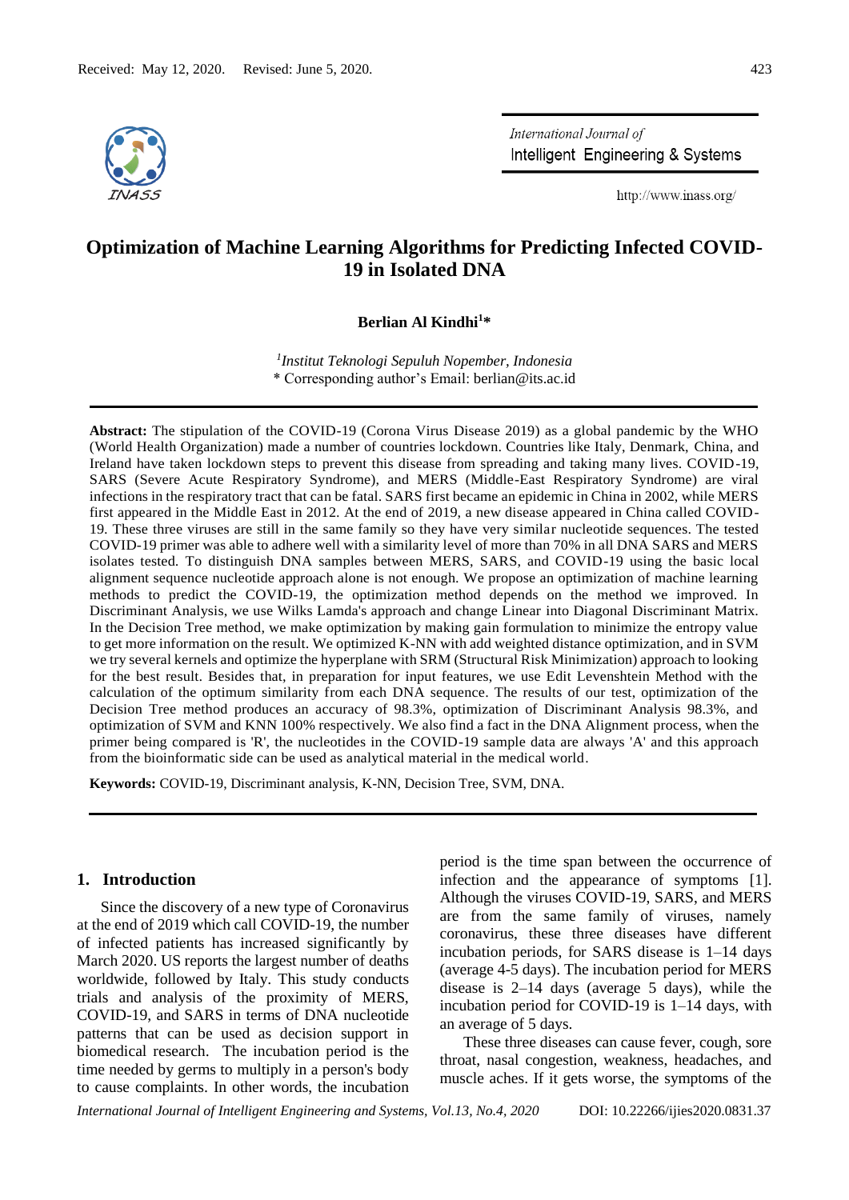Received: May 12, 2020. Revised: June 5, 2020.

# Optimization of Machine Learning Algorithms for Predicting Infected COVID-19 in Isolated DNA

**Berlian Al Kindhi[1]\***

[1]*Institut Teknologi Sepuluh Nopember, Indonesia*
\* Corresponding author's Email: berlian@its.ac.id

---

**Abstract:** The stipulation of the COVID-19 (Corona Virus Disease 2019) as a global pandemic by the WHO (World Health Organization) made a number of countries lockdown. Countries like Italy, Denmark, China, and Ireland have taken lockdown steps to prevent this disease from spreading and taking many lives. COVID-19, SARS (Severe Acute Respiratory Syndrome), and MERS (Middle-East Respiratory Syndrome) are viral infections in the respiratory tract that can be fatal. SARS first became an epidemic in China in 2002, while MERS first appeared in the Middle East in 2012. At the end of 2019, a new disease appeared in China called COVID-19. These three viruses are still in the same family so they have very similar nucleotide sequences. The tested COVID-19 primer was able to adhere well with a similarity level of more than 70% in all DNA SARS and MERS isolates tested. To distinguish DNA samples between MERS, SARS, and COVID-19 using the basic local alignment sequence nucleotide approach alone is not enough. We propose an optimization of machine learning methods to predict the COVID-19, the optimization method depends on the method we improved. In Discriminant Analysis, we use Wilks Lamda's approach and change Linear into Diagonal Discriminant Matrix. In the Decision Tree method, we make optimization by making gain formulation to minimize the entropy value to get more information on the result. We optimized K-NN with add weighted distance optimization, and in SVM we try several kernels and optimize the hyperplane with SRM (Structural Risk Minimization) approach to looking for the best result. Besides that, in preparation for input features, we use Edit Levenshtein Method with the calculation of the optimum similarity from each DNA sequence. The results of our test, optimization of the Decision Tree method produces an accuracy of 98.3%, optimization of Discriminant Analysis 98.3%, and optimization of SVM and KNN 100% respectively. We also find a fact in the DNA Alignment process, when the primer being compared is 'R', the nucleotides in the COVID-19 sample data are always 'A' and this approach from the bioinformatic side can be used as analytical material in the medical world.

**Keywords:** COVID-19, Discriminant analysis, K-NN, Decision Tree, SVM, DNA.

---

## 1. Introduction

Since the discovery of a new type of Coronavirus at the end of 2019 which call COVID-19, the number of infected patients has increased significantly by March 2020. US reports the largest number of deaths worldwide, followed by Italy. This study conducts trials and analysis of the proximity of MERS, COVID-19, and SARS in terms of DNA nucleotide patterns that can be used as decision support in biomedical research. The incubation period is the time needed by germs to multiply in a person's body to cause complaints. In other words, the incubation period is the time span between the occurrence of infection and the appearance of symptoms [1]. Although the viruses COVID-19, SARS, and MERS are from the same family of viruses, namely coronavirus, these three diseases have different incubation periods, for SARS disease is 1–14 days (average 4-5 days). The incubation period for MERS disease is 2–14 days (average 5 days), while the incubation period for COVID-19 is 1–14 days, with an average of 5 days.

These three diseases can cause fever, cough, sore throat, nasal congestion, weakness, headaches, and muscle aches. If it gets worse, the symptoms of the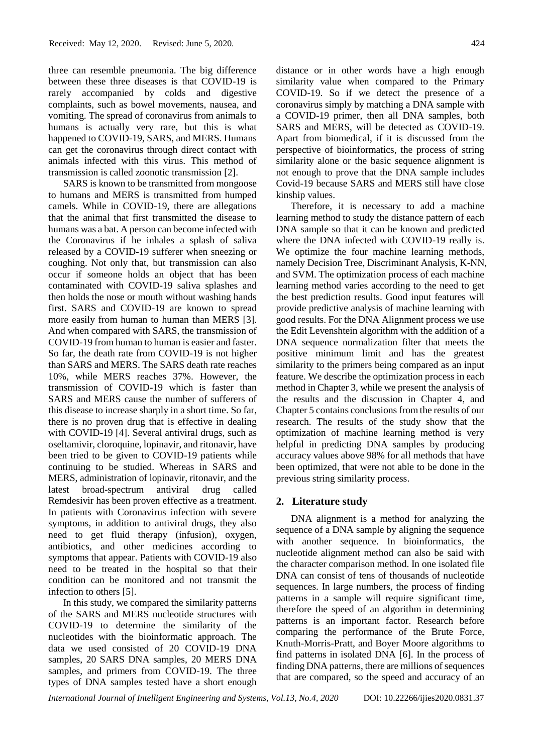three can resemble pneumonia. The big difference between these three diseases is that COVID-19 is rarely accompanied by colds and digestive complaints, such as bowel movements, nausea, and vomiting. The spread of coronavirus from animals to humans is actually very rare, but this is what happened to COVID-19, SARS, and MERS. Humans can get the coronavirus through direct contact with animals infected with this virus. This method of transmission is called zoonotic transmission [2].

SARS is known to be transmitted from mongoose to humans and MERS is transmitted from humped camels. While in COVID-19, there are allegations that the animal that first transmitted the disease to humans was a bat. A person can become infected with the Coronavirus if he inhales a splash of saliva released by a COVID-19 sufferer when sneezing or coughing. Not only that, but transmission can also occur if someone holds an object that has been contaminated with COVID-19 saliva splashes and then holds the nose or mouth without washing hands first. SARS and COVID-19 are known to spread more easily from human to human than MERS [3]. And when compared with SARS, the transmission of COVID-19 from human to human is easier and faster. So far, the death rate from COVID-19 is not higher than SARS and MERS. The SARS death rate reaches 10%, while MERS reaches 37%. However, the transmission of COVID-19 which is faster than SARS and MERS cause the number of sufferers of this disease to increase sharply in a short time. So far, there is no proven drug that is effective in dealing with COVID-19 [4]. Several antiviral drugs, such as oseltamivir, cloroquine, lopinavir, and ritonavir, have been tried to be given to COVID-19 patients while continuing to be studied. Whereas in SARS and MERS, administration of lopinavir, ritonavir, and the latest broad-spectrum antiviral drug called Remdesivir has been proven effective as a treatment. In patients with Coronavirus infection with severe symptoms, in addition to antiviral drugs, they also need to get fluid therapy (infusion), oxygen, antibiotics, and other medicines according to symptoms that appear. Patients with COVID-19 also need to be treated in the hospital so that their condition can be monitored and not transmit the infection to others [5].

In this study, we compared the similarity patterns of the SARS and MERS nucleotide structures with COVID-19 to determine the similarity of the nucleotides with the bioinformatic approach. The data we used consisted of 20 COVID-19 DNA samples, 20 SARS DNA samples, 20 MERS DNA samples, and primers from COVID-19. The three types of DNA samples tested have a short enough distance or in other words have a high enough similarity value when compared to the Primary COVID-19. So if we detect the presence of a coronavirus simply by matching a DNA sample with a COVID-19 primer, then all DNA samples, both SARS and MERS, will be detected as COVID-19. Apart from biomedical, if it is discussed from the perspective of bioinformatics, the process of string similarity alone or the basic sequence alignment is not enough to prove that the DNA sample includes Covid-19 because SARS and MERS still have close kinship values.

Therefore, it is necessary to add a machine learning method to study the distance pattern of each DNA sample so that it can be known and predicted where the DNA infected with COVID-19 really is. We optimize the four machine learning methods, namely Decision Tree, Discriminant Analysis, K-NN, and SVM. The optimization process of each machine learning method varies according to the need to get the best prediction results. Good input features will provide predictive analysis of machine learning with good results. For the DNA Alignment process we use the Edit Levenshtein algorithm with the addition of a DNA sequence normalization filter that meets the positive minimum limit and has the greatest similarity to the primers being compared as an input feature. We describe the optimization process in each method in Chapter 3, while we present the analysis of the results and the discussion in Chapter 4, and Chapter 5 contains conclusions from the results of our research. The results of the study show that the optimization of machine learning method is very helpful in predicting DNA samples by producing accuracy values above 98% for all methods that have been optimized, that were not able to be done in the previous string similarity process.

## 2. Literature study

DNA alignment is a method for analyzing the sequence of a DNA sample by aligning the sequence with another sequence. In bioinformatics, the nucleotide alignment method can also be said with the character comparison method. In one isolated file DNA can consist of tens of thousands of nucleotide sequences. In large numbers, the process of finding patterns in a sample will require significant time, therefore the speed of an algorithm in determining patterns is an important factor. Research before comparing the performance of the Brute Force, Knuth-Morris-Pratt, and Boyer Moore algorithms to find patterns in isolated DNA [6]. In the process of finding DNA patterns, there are millions of sequences that are compared, so the speed and accuracy of an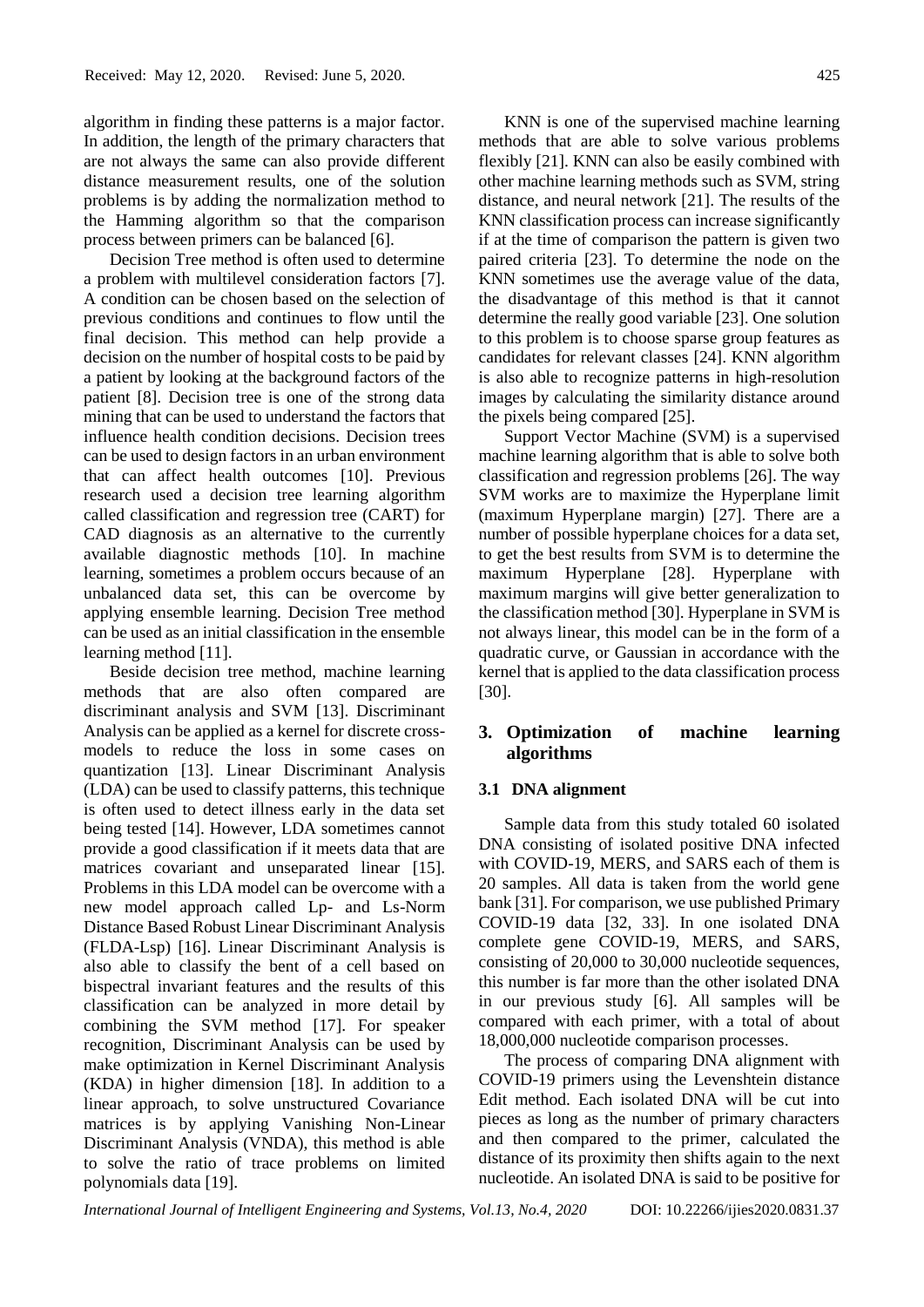algorithm in finding these patterns is a major factor. In addition, the length of the primary characters that are not always the same can also provide different distance measurement results, one of the solution problems is by adding the normalization method to the Hamming algorithm so that the comparison process between primers can be balanced [6].

Decision Tree method is often used to determine a problem with multilevel consideration factors [7]. A condition can be chosen based on the selection of previous conditions and continues to flow until the final decision. This method can help provide a decision on the number of hospital costs to be paid by a patient by looking at the background factors of the patient [8]. Decision tree is one of the strong data mining that can be used to understand the factors that influence health condition decisions. Decision trees can be used to design factors in an urban environment that can affect health outcomes [10]. Previous research used a decision tree learning algorithm called classification and regression tree (CART) for CAD diagnosis as an alternative to the currently available diagnostic methods [10]. In machine learning, sometimes a problem occurs because of an unbalanced data set, this can be overcome by applying ensemble learning. Decision Tree method can be used as an initial classification in the ensemble learning method [11].

Beside decision tree method, machine learning methods that are also often compared are discriminant analysis and SVM [13]. Discriminant Analysis can be applied as a kernel for discrete cross-models to reduce the loss in some cases on quantization [13]. Linear Discriminant Analysis (LDA) can be used to classify patterns, this technique is often used to detect illness early in the data set being tested [14]. However, LDA sometimes cannot provide a good classification if it meets data that are matrices covariant and unseparated linear [15]. Problems in this LDA model can be overcome with a new model approach called Lp- and Ls-Norm Distance Based Robust Linear Discriminant Analysis (FLDA-Lsp) [16]. Linear Discriminant Analysis is also able to classify the bent of a cell based on bispectral invariant features and the results of this classification can be analyzed in more detail by combining the SVM method [17]. For speaker recognition, Discriminant Analysis can be used by make optimization in Kernel Discriminant Analysis (KDA) in higher dimension [18]. In addition to a linear approach, to solve unstructured Covariance matrices is by applying Vanishing Non-Linear Discriminant Analysis (VNDA), this method is able to solve the ratio of trace problems on limited polynomials data [19].

KNN is one of the supervised machine learning methods that are able to solve various problems flexibly [21]. KNN can also be easily combined with other machine learning methods such as SVM, string distance, and neural network [21]. The results of the KNN classification process can increase significantly if at the time of comparison the pattern is given two paired criteria [23]. To determine the node on the KNN sometimes use the average value of the data, the disadvantage of this method is that it cannot determine the really good variable [23]. One solution to this problem is to choose sparse group features as candidates for relevant classes [24]. KNN algorithm is also able to recognize patterns in high-resolution images by calculating the similarity distance around the pixels being compared [25].

Support Vector Machine (SVM) is a supervised machine learning algorithm that is able to solve both classification and regression problems [26]. The way SVM works are to maximize the Hyperplane limit (maximum Hyperplane margin) [27]. There are a number of possible hyperplane choices for a data set, to get the best results from SVM is to determine the maximum Hyperplane [28]. Hyperplane with maximum margins will give better generalization to the classification method [30]. Hyperplane in SVM is not always linear, this model can be in the form of a quadratic curve, or Gaussian in accordance with the kernel that is applied to the data classification process [30].

## 3. Optimization of machine learning algorithms

### 3.1 DNA alignment

Sample data from this study totaled 60 isolated DNA consisting of isolated positive DNA infected with COVID-19, MERS, and SARS each of them is 20 samples. All data is taken from the world gene bank [31]. For comparison, we use published Primary COVID-19 data [32, 33]. In one isolated DNA complete gene COVID-19, MERS, and SARS, consisting of 20,000 to 30,000 nucleotide sequences, this number is far more than the other isolated DNA in our previous study [6]. All samples will be compared with each primer, with a total of about 18,000,000 nucleotide comparison processes.

The process of comparing DNA alignment with COVID-19 primers using the Levenshtein distance Edit method. Each isolated DNA will be cut into pieces as long as the number of primary characters and then compared to the primer, calculated the distance of its proximity then shifts again to the next nucleotide. An isolated DNA is said to be positive for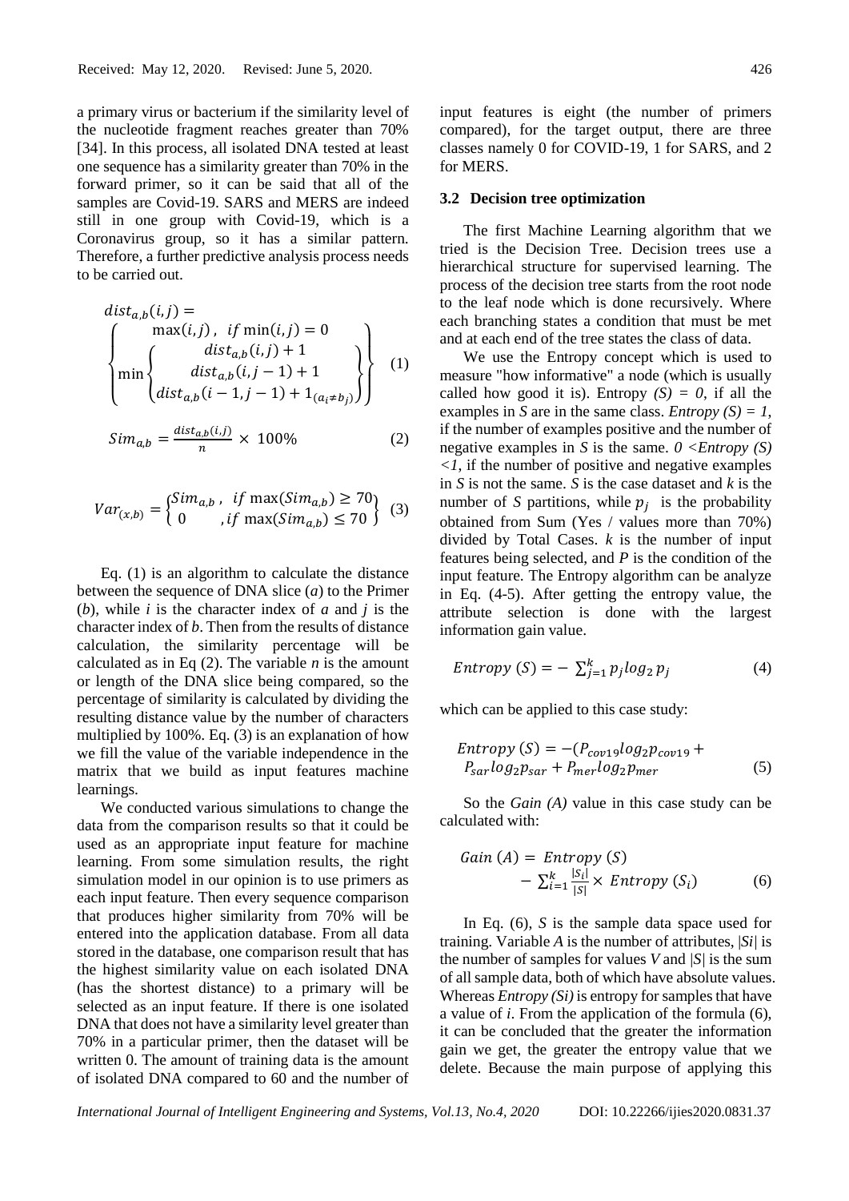a primary virus or bacterium if the similarity level of the nucleotide fragment reaches greater than 70% [34]. In this process, all isolated DNA tested at least one sequence has a similarity greater than 70% in the forward primer, so it can be said that all of the samples are Covid-19. SARS and MERS are indeed still in one group with Covid-19, which is a Coronavirus group, so it has a similar pattern. Therefore, a further predictive analysis process needs to be carried out.

$$dist_{a,b}(i,j) = \begin{Bmatrix} \max(i,j)\,, \; if \min(i,j) = 0 \\ \min \begin{Bmatrix} dist_{a,b}(i,j) + 1 \\ dist_{a,b}(i,j-1) + 1 \\ dist_{a,b}(i-1,j-1) + 1_{(a_i \neq b_j)} \end{Bmatrix} \end{Bmatrix} \quad (1)$$

$$Sim_{a,b} = \frac{dist_{a,b}(i,j)}{n} \times 100\% \quad (2)$$

$$Var_{(x,b)} = \begin{Bmatrix} Sim_{a,b}\,, \; if \max(Sim_{a,b}) \geq 70 \\ 0 \quad\quad ,if \max(Sim_{a,b}) \leq 70 \end{Bmatrix} \quad (3)$$

Eq. (1) is an algorithm to calculate the distance between the sequence of DNA slice (*a*) to the Primer (*b*), while *i* is the character index of *a* and *j* is the character index of *b*. Then from the results of distance calculation, the similarity percentage will be calculated as in Eq (2). The variable *n* is the amount or length of the DNA slice being compared, so the percentage of similarity is calculated by dividing the resulting distance value by the number of characters multiplied by 100%. Eq. (3) is an explanation of how we fill the value of the variable independence in the matrix that we build as input features machine learnings.

We conducted various simulations to change the data from the comparison results so that it could be used as an appropriate input feature for machine learning. From some simulation results, the right simulation model in our opinion is to use primers as each input feature. Then every sequence comparison that produces higher similarity from 70% will be entered into the application database. From all data stored in the database, one comparison result that has the highest similarity value on each isolated DNA (has the shortest distance) to a primary will be selected as an input feature. If there is one isolated DNA that does not have a similarity level greater than 70% in a particular primer, then the dataset will be written 0. The amount of training data is the amount of isolated DNA compared to 60 and the number of input features is eight (the number of primers compared), for the target output, there are three classes namely 0 for COVID-19, 1 for SARS, and 2 for MERS.

### 3.2 Decision tree optimization

The first Machine Learning algorithm that we tried is the Decision Tree. Decision trees use a hierarchical structure for supervised learning. The process of the decision tree starts from the root node to the leaf node which is done recursively. Where each branching states a condition that must be met and at each end of the tree states the class of data.

We use the Entropy concept which is used to measure "how informative" a node (which is usually called how good it is). Entropy *(S) = 0*, if all the examples in *S* are in the same class. *Entropy (S) = 1*, if the number of examples positive and the number of negative examples in *S* is the same. *0 <Entropy (S) <1*, if the number of positive and negative examples in *S* is not the same. *S* is the case dataset and *k* is the number of *S* partitions, while $p_j$ is the probability obtained from Sum (Yes / values more than 70%) divided by Total Cases. *k* is the number of input features being selected, and *P* is the condition of the input feature. The Entropy algorithm can be analyze in Eq. (4-5). After getting the entropy value, the attribute selection is done with the largest information gain value.

$$Entropy\ (S) = -\sum_{j=1}^{k} p_j log_2\, p_j \quad (4)$$

which can be applied to this case study:

$$Entropy\ (S) = -(P_{cov19} log_2 p_{cov19} + P_{sar} log_2 p_{sar} + P_{mer} log_2 p_{mer} \quad (5)$$

So the *Gain (A)* value in this case study can be calculated with:

$$Gain\ (A) = Entropy\ (S) - \sum_{i=1}^{k} \frac{|S_i|}{|S|} \times Entropy\ (S_i) \quad (6)$$

In Eq. (6), *S* is the sample data space used for training. Variable *A* is the number of attributes, |*Si*| is the number of samples for values *V* and |*S*| is the sum of all sample data, both of which have absolute values. Whereas *Entropy (Si)* is entropy for samples that have a value of *i*. From the application of the formula (6), it can be concluded that the greater the information gain we get, the greater the entropy value that we delete. Because the main purpose of applying this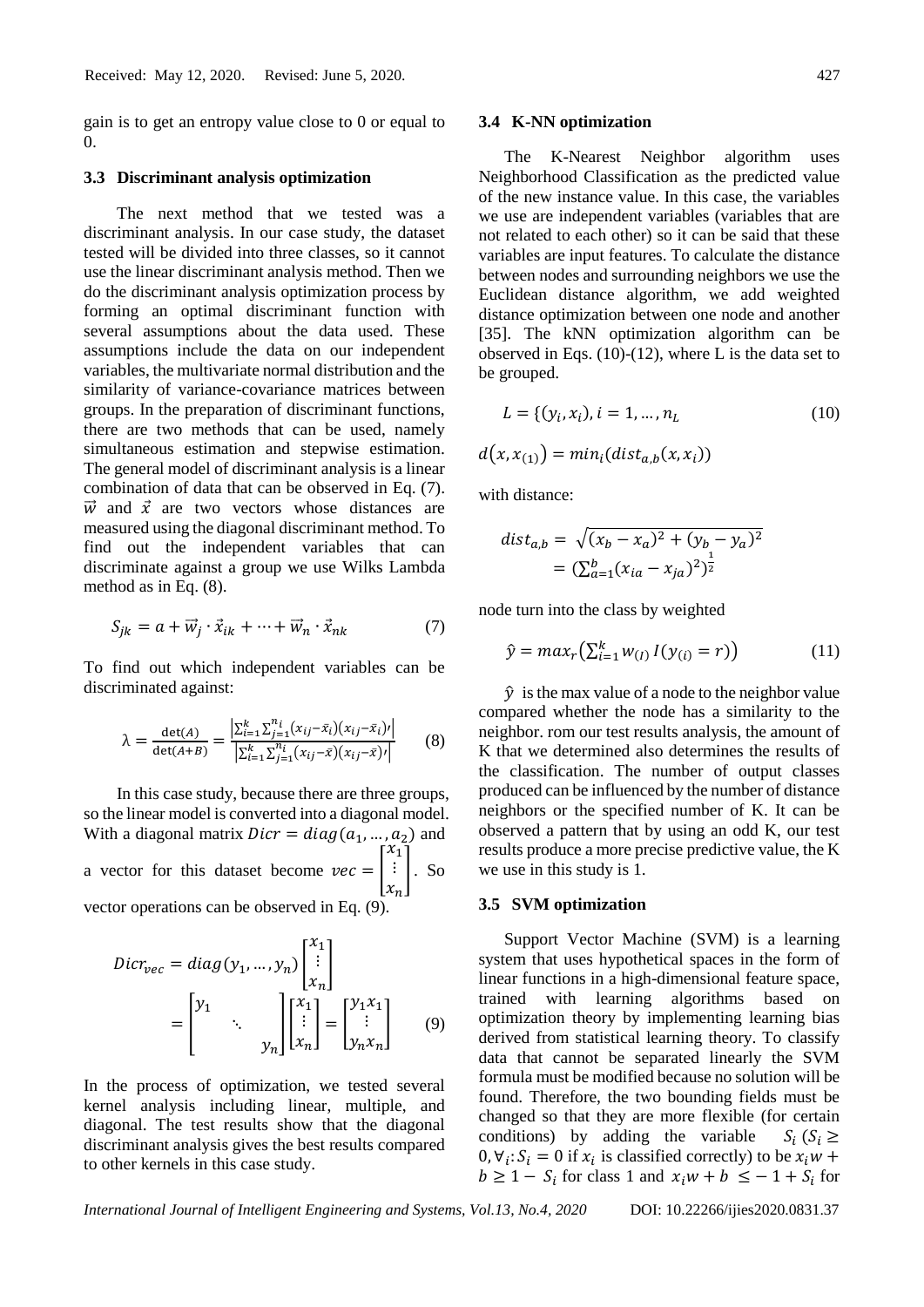gain is to get an entropy value close to 0 or equal to 0.

### 3.3 Discriminant analysis optimization

The next method that we tested was a discriminant analysis. In our case study, the dataset tested will be divided into three classes, so it cannot use the linear discriminant analysis method. Then we do the discriminant analysis optimization process by forming an optimal discriminant function with several assumptions about the data used. These assumptions include the data on our independent variables, the multivariate normal distribution and the similarity of variance-covariance matrices between groups. In the preparation of discriminant functions, there are two methods that can be used, namely simultaneous estimation and stepwise estimation. The general model of discriminant analysis is a linear combination of data that can be observed in Eq. (7). $\vec{w}$ and $\vec{x}$ are two vectors whose distances are measured using the diagonal discriminant method. To find out the independent variables that can discriminate against a group we use Wilks Lambda method as in Eq. (8).

$$S_{jk} = a + \vec{w}_j \cdot \vec{x}_{ik} + \cdots + \vec{w}_n \cdot \vec{x}_{nk} \tag{7}$$

To find out which independent variables can be discriminated against:

$$\lambda = \frac{\det(A)}{\det(A+B)} = \frac{\left|\sum_{i=1}^{k}\sum_{j=1}^{n_i}(x_{ij}-\bar{x}_i)(x_{ij}-\bar{x}_i)'\right|}{\left|\sum_{i=1}^{k}\sum_{j=1}^{n_i}(x_{ij}-\bar{x})(x_{ij}-\bar{x})'\right|} \tag{8}$$

In this case study, because there are three groups, so the linear model is converted into a diagonal model. With a diagonal matrix $Dicr = diag(a_1, \ldots, a_2)$ and a vector for this dataset become $vec = \begin{bmatrix} x_1 \\ \vdots \\ x_n \end{bmatrix}$. So vector operations can be observed in Eq. (9).

$$Dicr_{vec} = diag(y_1, \ldots, y_n)\begin{bmatrix} x_1 \\ \vdots \\ x_n \end{bmatrix} = \begin{bmatrix} y_1 & & \\ & \ddots & \\ & & y_n \end{bmatrix}\begin{bmatrix} x_1 \\ \vdots \\ x_n \end{bmatrix} = \begin{bmatrix} y_1 x_1 \\ \vdots \\ y_n x_n \end{bmatrix} \tag{9}$$

In the process of optimization, we tested several kernel analysis including linear, multiple, and diagonal. The test results show that the diagonal discriminant analysis gives the best results compared to other kernels in this case study.

### 3.4 K-NN optimization

The K-Nearest Neighbor algorithm uses Neighborhood Classification as the predicted value of the new instance value. In this case, the variables we use are independent variables (variables that are not related to each other) so it can be said that these variables are input features. To calculate the distance between nodes and surrounding neighbors we use the Euclidean distance algorithm, we add weighted distance optimization between one node and another [35]. The kNN optimization algorithm can be observed in Eqs. (10)-(12), where L is the data set to be grouped.

$$L = \{(y_i, x_i), i = 1, \ldots, n_L \tag{10}$$

$$d(x, x_{(1)}) = min_i(dist_{a,b}(x, x_i))$$

with distance:

$$dist_{a,b} = \sqrt{(x_b - x_a)^2 + (y_b - y_a)^2} = (\textstyle\sum_{a=1}^{b}(x_{ia} - x_{ja})^2)^{\frac{1}{2}}$$

node turn into the class by weighted

$$\hat{y} = max_r\left(\textstyle\sum_{i=1}^{k} w_{(I)}\, I(y_{(i)} = r)\right) \tag{11}$$

$\hat{y}$ is the max value of a node to the neighbor value compared whether the node has a similarity to the neighbor. rom our test results analysis, the amount of K that we determined also determines the results of the classification. The number of output classes produced can be influenced by the number of distance neighbors or the specified number of K. It can be observed a pattern that by using an odd K, our test results produce a more precise predictive value, the K we use in this study is 1.

### 3.5 SVM optimization

Support Vector Machine (SVM) is a learning system that uses hypothetical spaces in the form of linear functions in a high-dimensional feature space, trained with learning algorithms based on optimization theory by implementing learning bias derived from statistical learning theory. To classify data that cannot be separated linearly the SVM formula must be modified because no solution will be found. Therefore, the two bounding fields must be changed so that they are more flexible (for certain conditions) by adding the variable $S_i$ ($S_i \geq 0, \forall_i : S_i = 0$ if $x_i$ is classified correctly) to be $x_i w + b \geq 1 - S_i$ for class 1 and $x_i w + b \leq -1 + S_i$ for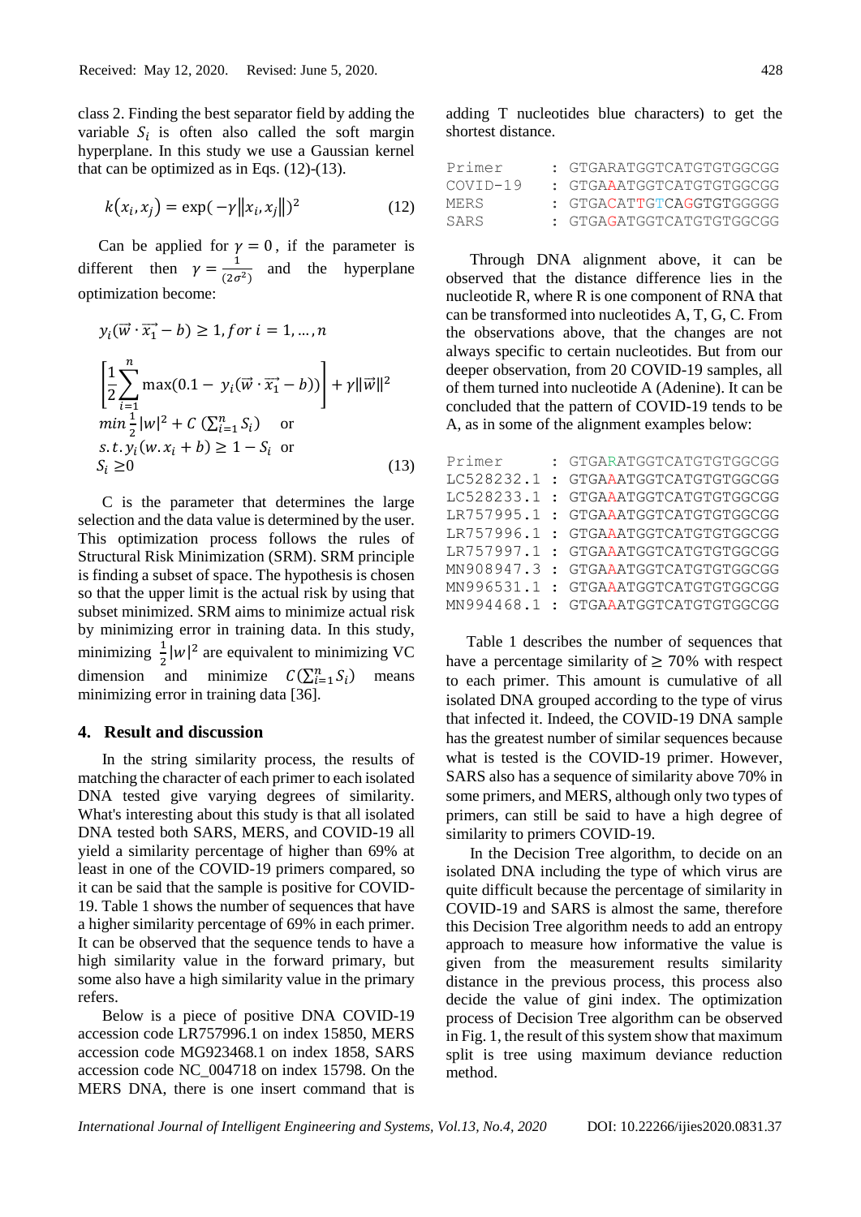class 2. Finding the best separator field by adding the variable $S_i$ is often also called the soft margin hyperplane. In this study we use a Gaussian kernel that can be optimized as in Eqs. (12)-(13).

$$k(x_i, x_j) = \exp(-\gamma\|x_i, x_j\|)^2 \quad (12)$$

Can be applied for $\gamma = 0$, if the parameter is different then $\gamma = \frac{1}{(2\sigma^2)}$ and the hyperplane optimization become:

$$y_i(\vec{w} \cdot \vec{x_1} - b) \geq 1, for\ i = 1, \ldots, n$$

$$\left[\frac{1}{2}\sum_{i=1}^{n} \max(0.1 - y_i(\vec{w} \cdot \vec{x_1} - b))\right] + \gamma\|\vec{w}\|^2$$

$$min\ \frac{1}{2}|w|^2 + C\ (\textstyle\sum_{i=1}^{n} S_i) \quad \text{or}$$

$$s.t.\ y_i(w.x_i + b) \geq 1 - S_i \quad \text{or}$$

$$S_i \geq 0 \quad (13)$$

C is the parameter that determines the large selection and the data value is determined by the user. This optimization process follows the rules of Structural Risk Minimization (SRM). SRM principle is finding a subset of space. The hypothesis is chosen so that the upper limit is the actual risk by using that subset minimized. SRM aims to minimize actual risk by minimizing error in training data. In this study, minimizing $\frac{1}{2}|w|^2$ are equivalent to minimizing VC dimension and minimize $C(\sum_{i=1}^{n} S_i)$ means minimizing error in training data [36].

## 4. Result and discussion

In the string similarity process, the results of matching the character of each primer to each isolated DNA tested give varying degrees of similarity. What's interesting about this study is that all isolated DNA tested both SARS, MERS, and COVID-19 all yield a similarity percentage of higher than 69% at least in one of the COVID-19 primers compared, so it can be said that the sample is positive for COVID-19. Table 1 shows the number of sequences that have a higher similarity percentage of 69% in each primer. It can be observed that the sequence tends to have a high similarity value in the forward primary, but some also have a high similarity value in the primary refers.

Below is a piece of positive DNA COVID-19 accession code LR757996.1 on index 15850, MERS accession code MG923468.1 on index 1858, SARS accession code NC_004718 on index 15798. On the MERS DNA, there is one insert command that is adding T nucleotides blue characters) to get the shortest distance.

```
Primer     : GTGARATGGTCATGTGTGGCGG
COVID-19   : GTGAAATGGTCATGTGTGGCGG
MERS       : GTGACATTGTCAGGTGTGGGGG
SARS       : GTGAGATGGTCATGTGTGGCGG
```

Through DNA alignment above, it can be observed that the distance difference lies in the nucleotide R, where R is one component of RNA that can be transformed into nucleotides A, T, G, C. From the observations above, that the changes are not always specific to certain nucleotides. But from our deeper observation, from 20 COVID-19 samples, all of them turned into nucleotide A (Adenine). It can be concluded that the pattern of COVID-19 tends to be A, as in some of the alignment examples below:

```
Primer     : GTGARATGGTCATGTGTGGCGG
LC528232.1 : GTGAAATGGTCATGTGTGGCGG
LC528233.1 : GTGAAATGGTCATGTGTGGCGG
LR757995.1 : GTGAAATGGTCATGTGTGGCGG
LR757996.1 : GTGAAATGGTCATGTGTGGCGG
LR757997.1 : GTGAAATGGTCATGTGTGGCGG
MN908947.3 : GTGAAATGGTCATGTGTGGCGG
MN996531.1 : GTGAAATGGTCATGTGTGGCGG
MN994468.1 : GTGAAATGGTCATGTGTGGCGG
```

Table 1 describes the number of sequences that have a percentage similarity of ≥ 70% with respect to each primer. This amount is cumulative of all isolated DNA grouped according to the type of virus that infected it. Indeed, the COVID-19 DNA sample has the greatest number of similar sequences because what is tested is the COVID-19 primer. However, SARS also has a sequence of similarity above 70% in some primers, and MERS, although only two types of primers, can still be said to have a high degree of similarity to primers COVID-19.

In the Decision Tree algorithm, to decide on an isolated DNA including the type of which virus are quite difficult because the percentage of similarity in COVID-19 and SARS is almost the same, therefore this Decision Tree algorithm needs to add an entropy approach to measure how informative the value is given from the measurement results similarity distance in the previous process, this process also decide the value of gini index. The optimization process of Decision Tree algorithm can be observed in Fig. 1, the result of this system show that maximum split is tree using maximum deviance reduction method.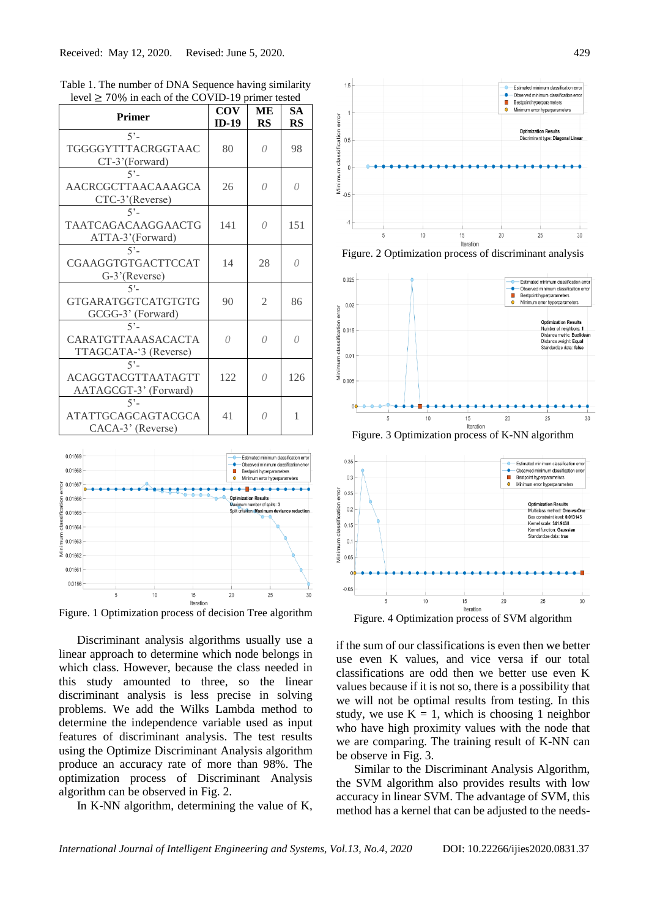Received: May 12, 2020. Revised: June 5, 2020.

Table 1. The number of DNA Sequence having similarity level ≥ 70% in each of the COVID-19 primer tested

| Primer | COVID-19 | MERS | SARS |
|---|---|---|---|
| 5'-TGGGGYTTTACRGGTAACCT-3'(Forward) | 80 | *0* | 98 |
| 5'-AACRCGCTTAACAAAGCACTC-3'(Reverse) | 26 | *0* | *0* |
| 5'-TAATCAGACAAGGAACTGATTA-3'(Forward) | 141 | *0* | 151 |
| 5'-CGAAGGTGTGACTTCCATG-3'(Reverse) | 14 | 28 | *0* |
| 5'-GTGARATGGTCATGTGTGGCGG-3' (Forward) | 90 | 2 | 86 |
| 5'-CARATGTTAAASACACTATTAGCATA-'3 (Reverse) | *0* | *0* | *0* |
| 5'-ACAGGTACGTTAATAGTTAATAGCGT-3' (Forward) | 122 | *0* | 126 |
| 5'-ATATTGCAGCAGTACGCACACA-3' (Reverse) | 41 | *0* | 1 |

Figure. 1 Optimization process of decision Tree algorithm

Discriminant analysis algorithms usually use a linear approach to determine which node belongs in which class. However, because the class needed in this study amounted to three, so the linear discriminant analysis is less precise in solving problems. We add the Wilks Lambda method to determine the independence variable used as input features of discriminant analysis. The test results using the Optimize Discriminant Analysis algorithm produce an accuracy rate of more than 98%. The optimization process of Discriminant Analysis algorithm can be observed in Fig. 2.

In K-NN algorithm, determining the value of K, if the sum of our classifications is even then we better use even K values, and vice versa if our total classifications are odd then we better use even K values because if it is not so, there is a possibility that we will not be optimal results from testing. In this study, we use K = 1, which is choosing 1 neighbor who have high proximity values with the node that we are comparing. The training result of K-NN can be observe in Fig. 3.

Figure. 2 Optimization process of discriminant analysis

Figure. 3 Optimization process of K-NN algorithm

Figure. 4 Optimization process of SVM algorithm

Similar to the Discriminant Analysis Algorithm, the SVM algorithm also provides results with low accuracy in linear SVM. The advantage of SVM, this method has a kernel that can be adjusted to the needs-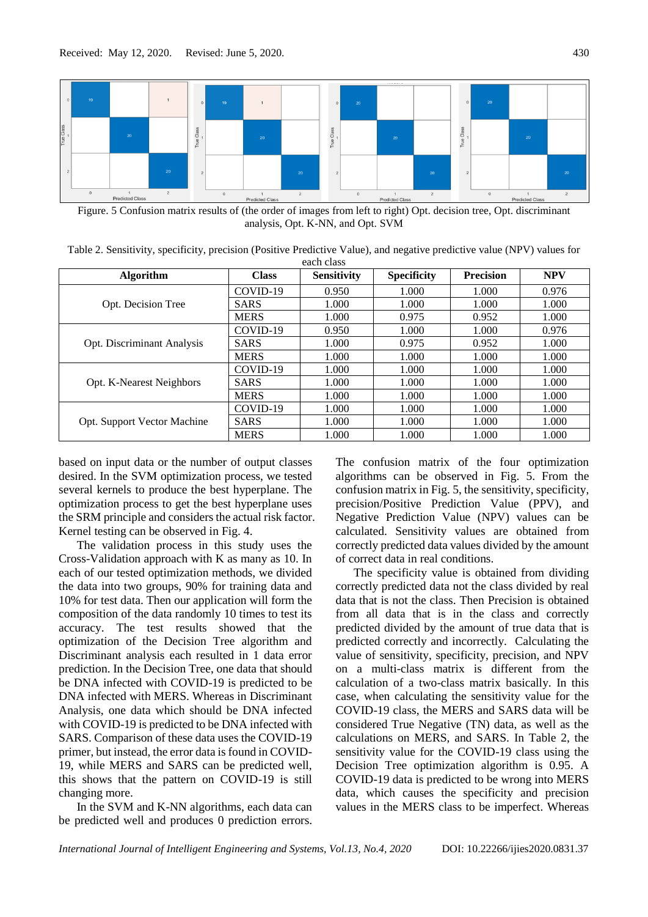Figure. 5 Confusion matrix results of (the order of images from left to right) Opt. decision tree, Opt. discriminant analysis, Opt. K-NN, and Opt. SVM

Table 2. Sensitivity, specificity, precision (Positive Predictive Value), and negative predictive value (NPV) values for each class

| Algorithm | Class | Sensitivity | Specificity | Precision | NPV |
|---|---|---|---|---|---|
| Opt. Decision Tree | COVID-19 | 0.950 | 1.000 | 1.000 | 0.976 |
| | SARS | 1.000 | 1.000 | 1.000 | 1.000 |
| | MERS | 1.000 | 0.975 | 0.952 | 1.000 |
| Opt. Discriminant Analysis | COVID-19 | 0.950 | 1.000 | 1.000 | 0.976 |
| | SARS | 1.000 | 0.975 | 0.952 | 1.000 |
| | MERS | 1.000 | 1.000 | 1.000 | 1.000 |
| Opt. K-Nearest Neighbors | COVID-19 | 1.000 | 1.000 | 1.000 | 1.000 |
| | SARS | 1.000 | 1.000 | 1.000 | 1.000 |
| | MERS | 1.000 | 1.000 | 1.000 | 1.000 |
| Opt. Support Vector Machine | COVID-19 | 1.000 | 1.000 | 1.000 | 1.000 |
| | SARS | 1.000 | 1.000 | 1.000 | 1.000 |
| | MERS | 1.000 | 1.000 | 1.000 | 1.000 |

based on input data or the number of output classes desired. In the SVM optimization process, we tested several kernels to produce the best hyperplane. The optimization process to get the best hyperplane uses the SRM principle and considers the actual risk factor. Kernel testing can be observed in Fig. 4.

The validation process in this study uses the Cross-Validation approach with K as many as 10. In each of our tested optimization methods, we divided the data into two groups, 90% for training data and 10% for test data. Then our application will form the composition of the data randomly 10 times to test its accuracy. The test results showed that the optimization of the Decision Tree algorithm and Discriminant analysis each resulted in 1 data error prediction. In the Decision Tree, one data that should be DNA infected with COVID-19 is predicted to be DNA infected with MERS. Whereas in Discriminant Analysis, one data which should be DNA infected with COVID-19 is predicted to be DNA infected with SARS. Comparison of these data uses the COVID-19 primer, but instead, the error data is found in COVID-19, while MERS and SARS can be predicted well, this shows that the pattern on COVID-19 is still changing more.

In the SVM and K-NN algorithms, each data can be predicted well and produces 0 prediction errors. The confusion matrix of the four optimization algorithms can be observed in Fig. 5. From the confusion matrix in Fig. 5, the sensitivity, specificity, precision/Positive Prediction Value (PPV), and Negative Prediction Value (NPV) values can be calculated. Sensitivity values are obtained from correctly predicted data values divided by the amount of correct data in real conditions.

The specificity value is obtained from dividing correctly predicted data not the class divided by real data that is not the class. Then Precision is obtained from all data that is in the class and correctly predicted divided by the amount of true data that is predicted correctly and incorrectly. Calculating the value of sensitivity, specificity, precision, and NPV on a multi-class matrix is different from the calculation of a two-class matrix basically. In this case, when calculating the sensitivity value for the COVID-19 class, the MERS and SARS data will be considered True Negative (TN) data, as well as the calculations on MERS, and SARS. In Table 2, the sensitivity value for the COVID-19 class using the Decision Tree optimization algorithm is 0.95. A COVID-19 data is predicted to be wrong into MERS data, which causes the specificity and precision values in the MERS class to be imperfect. Whereas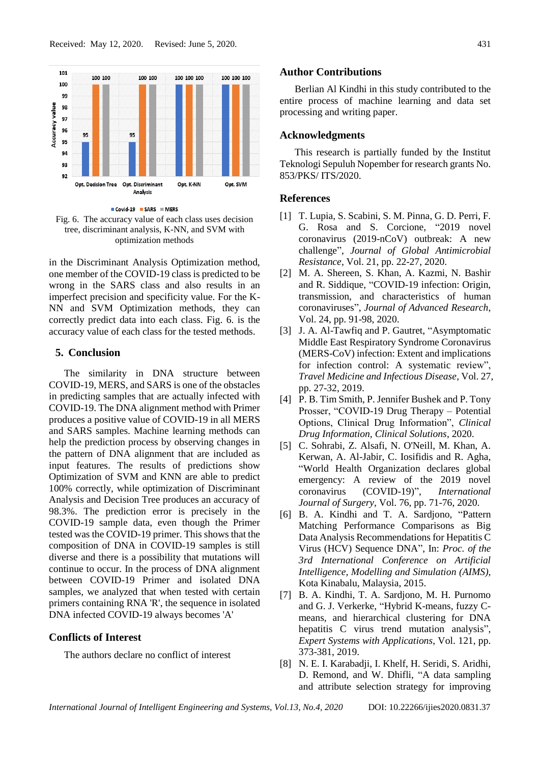Fig. 6. The accuracy value of each class uses decision tree, discriminant analysis, K-NN, and SVM with optimization methods

in the Discriminant Analysis Optimization method, one member of the COVID-19 class is predicted to be wrong in the SARS class and also results in an imperfect precision and specificity value. For the K-NN and SVM Optimization methods, they can correctly predict data into each class. Fig. 6. is the accuracy value of each class for the tested methods.

## 5. Conclusion

The similarity in DNA structure between COVID-19, MERS, and SARS is one of the obstacles in predicting samples that are actually infected with COVID-19. The DNA alignment method with Primer produces a positive value of COVID-19 in all MERS and SARS samples. Machine learning methods can help the prediction process by observing changes in the pattern of DNA alignment that are included as input features. The results of predictions show Optimization of SVM and KNN are able to predict 100% correctly, while optimization of Discriminant Analysis and Decision Tree produces an accuracy of 98.3%. The prediction error is precisely in the COVID-19 sample data, even though the Primer tested was the COVID-19 primer. This shows that the composition of DNA in COVID-19 samples is still diverse and there is a possibility that mutations will continue to occur. In the process of DNA alignment between COVID-19 Primer and isolated DNA samples, we analyzed that when tested with certain primers containing RNA 'R', the sequence in isolated DNA infected COVID-19 always becomes 'A'

## Conflicts of Interest

The authors declare no conflict of interest

## Author Contributions

Berlian Al Kindhi in this study contributed to the entire process of machine learning and data set processing and writing paper.

## Acknowledgments

This research is partially funded by the Institut Teknologi Sepuluh Nopember for research grants No. 853/PKS/ ITS/2020.

## References

[1] T. Lupia, S. Scabini, S. M. Pinna, G. D. Perri, F. G. Rosa and S. Corcione, "2019 novel coronavirus (2019-nCoV) outbreak: A new challenge", *Journal of Global Antimicrobial Resistance*, Vol. 21, pp. 22-27, 2020.

[2] M. A. Shereen, S. Khan, A. Kazmi, N. Bashir and R. Siddique, "COVID-19 infection: Origin, transmission, and characteristics of human coronaviruses", *Journal of Advanced Research*, Vol. 24, pp. 91-98, 2020.

[3] J. A. Al-Tawfiq and P. Gautret, "Asymptomatic Middle East Respiratory Syndrome Coronavirus (MERS-CoV) infection: Extent and implications for infection control: A systematic review", *Travel Medicine and Infectious Disease*, Vol. 27, pp. 27-32, 2019.

[4] P. B. Tim Smith, P. Jennifer Bushek and P. Tony Prosser, "COVID-19 Drug Therapy – Potential Options, Clinical Drug Information", *Clinical Drug Information, Clinical Solutions*, 2020.

[5] C. Sohrabi, Z. Alsafi, N. O'Neill, M. Khan, A. Kerwan, A. Al-Jabir, C. Iosifidis and R. Agha, "World Health Organization declares global emergency: A review of the 2019 novel coronavirus (COVID-19)", *International Journal of Surgery*, Vol. 76, pp. 71-76, 2020.

[6] B. A. Kindhi and T. A. Sardjono, "Pattern Matching Performance Comparisons as Big Data Analysis Recommendations for Hepatitis C Virus (HCV) Sequence DNA", In: *Proc. of the 3rd International Conference on Artificial Intelligence, Modelling and Simulation (AIMS)*, Kota Kinabalu, Malaysia, 2015.

[7] B. A. Kindhi, T. A. Sardjono, M. H. Purnomo and G. J. Verkerke, "Hybrid K-means, fuzzy C-means, and hierarchical clustering for DNA hepatitis C virus trend mutation analysis", *Expert Systems with Applications*, Vol. 121, pp. 373-381, 2019.

[8] N. E. I. Karabadji, I. Khelf, H. Seridi, S. Aridhi, D. Remond, and W. Dhifli, "A data sampling and attribute selection strategy for improving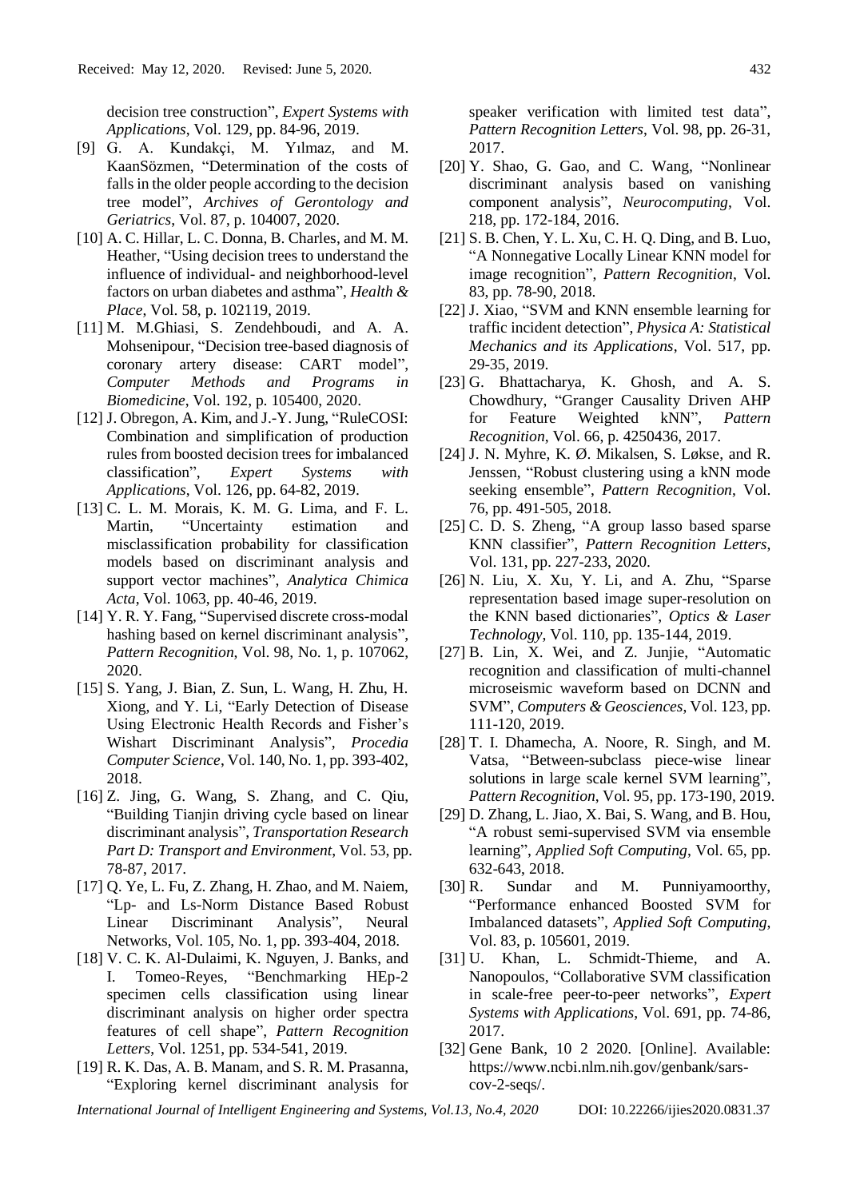decision tree construction", *Expert Systems with Applications*, Vol. 129, pp. 84-96, 2019.

[9] G. A. Kundakçi, M. Yılmaz, and M. KaanSözmen, "Determination of the costs of falls in the older people according to the decision tree model", *Archives of Gerontology and Geriatrics*, Vol. 87, p. 104007, 2020.

[10] A. C. Hillar, L. C. Donna, B. Charles, and M. M. Heather, "Using decision trees to understand the influence of individual- and neighborhood-level factors on urban diabetes and asthma", *Health & Place*, Vol. 58, p. 102119, 2019.

[11] M. M.Ghiasi, S. Zendehboudi, and A. A. Mohsenipour, "Decision tree-based diagnosis of coronary artery disease: CART model", *Computer Methods and Programs in Biomedicine*, Vol. 192, p. 105400, 2020.

[12] J. Obregon, A. Kim, and J.-Y. Jung, "RuleCOSI: Combination and simplification of production rules from boosted decision trees for imbalanced classification", *Expert Systems with Applications*, Vol. 126, pp. 64-82, 2019.

[13] C. L. M. Morais, K. M. G. Lima, and F. L. Martin, "Uncertainty estimation and misclassification probability for classification models based on discriminant analysis and support vector machines", *Analytica Chimica Acta*, Vol. 1063, pp. 40-46, 2019.

[14] Y. R. Y. Fang, "Supervised discrete cross-modal hashing based on kernel discriminant analysis", *Pattern Recognition*, Vol. 98, No. 1, p. 107062, 2020.

[15] S. Yang, J. Bian, Z. Sun, L. Wang, H. Zhu, H. Xiong, and Y. Li, "Early Detection of Disease Using Electronic Health Records and Fisher's Wishart Discriminant Analysis", *Procedia Computer Science*, Vol. 140, No. 1, pp. 393-402, 2018.

[16] Z. Jing, G. Wang, S. Zhang, and C. Qiu, "Building Tianjin driving cycle based on linear discriminant analysis", *Transportation Research Part D: Transport and Environment*, Vol. 53, pp. 78-87, 2017.

[17] Q. Ye, L. Fu, Z. Zhang, H. Zhao, and M. Naiem, "Lp- and Ls-Norm Distance Based Robust Linear Discriminant Analysis", Neural Networks, Vol. 105, No. 1, pp. 393-404, 2018.

[18] V. C. K. Al-Dulaimi, K. Nguyen, J. Banks, and I. Tomeo-Reyes, "Benchmarking HEp-2 specimen cells classification using linear discriminant analysis on higher order spectra features of cell shape", *Pattern Recognition Letters*, Vol. 1251, pp. 534-541, 2019.

[19] R. K. Das, A. B. Manam, and S. R. M. Prasanna, "Exploring kernel discriminant analysis for speaker verification with limited test data", *Pattern Recognition Letters*, Vol. 98, pp. 26-31, 2017.

[20] Y. Shao, G. Gao, and C. Wang, "Nonlinear discriminant analysis based on vanishing component analysis", *Neurocomputing*, Vol. 218, pp. 172-184, 2016.

[21] S. B. Chen, Y. L. Xu, C. H. Q. Ding, and B. Luo, "A Nonnegative Locally Linear KNN model for image recognition", *Pattern Recognition*, Vol. 83, pp. 78-90, 2018.

[22] J. Xiao, "SVM and KNN ensemble learning for traffic incident detection", *Physica A: Statistical Mechanics and its Applications*, Vol. 517, pp. 29-35, 2019.

[23] G. Bhattacharya, K. Ghosh, and A. S. Chowdhury, "Granger Causality Driven AHP for Feature Weighted kNN", *Pattern Recognition*, Vol. 66, p. 4250436, 2017.

[24] J. N. Myhre, K. Ø. Mikalsen, S. Løkse, and R. Jenssen, "Robust clustering using a kNN mode seeking ensemble", *Pattern Recognition*, Vol. 76, pp. 491-505, 2018.

[25] C. D. S. Zheng, "A group lasso based sparse KNN classifier", *Pattern Recognition Letters*, Vol. 131, pp. 227-233, 2020.

[26] N. Liu, X. Xu, Y. Li, and A. Zhu, "Sparse representation based image super-resolution on the KNN based dictionaries", *Optics & Laser Technology*, Vol. 110, pp. 135-144, 2019.

[27] B. Lin, X. Wei, and Z. Junjie, "Automatic recognition and classification of multi-channel microseismic waveform based on DCNN and SVM", *Computers & Geosciences*, Vol. 123, pp. 111-120, 2019.

[28] T. I. Dhamecha, A. Noore, R. Singh, and M. Vatsa, "Between-subclass piece-wise linear solutions in large scale kernel SVM learning", *Pattern Recognition*, Vol. 95, pp. 173-190, 2019.

[29] D. Zhang, L. Jiao, X. Bai, S. Wang, and B. Hou, "A robust semi-supervised SVM via ensemble learning", *Applied Soft Computing*, Vol. 65, pp. 632-643, 2018.

[30] R. Sundar and M. Punniyamoorthy, "Performance enhanced Boosted SVM for Imbalanced datasets", *Applied Soft Computing*, Vol. 83, p. 105601, 2019.

[31] U. Khan, L. Schmidt-Thieme, and A. Nanopoulos, "Collaborative SVM classification in scale-free peer-to-peer networks", *Expert Systems with Applications*, Vol. 691, pp. 74-86, 2017.

[32] Gene Bank, 10 2 2020. [Online]. Available: https://www.ncbi.nlm.nih.gov/genbank/sars-cov-2-seqs/.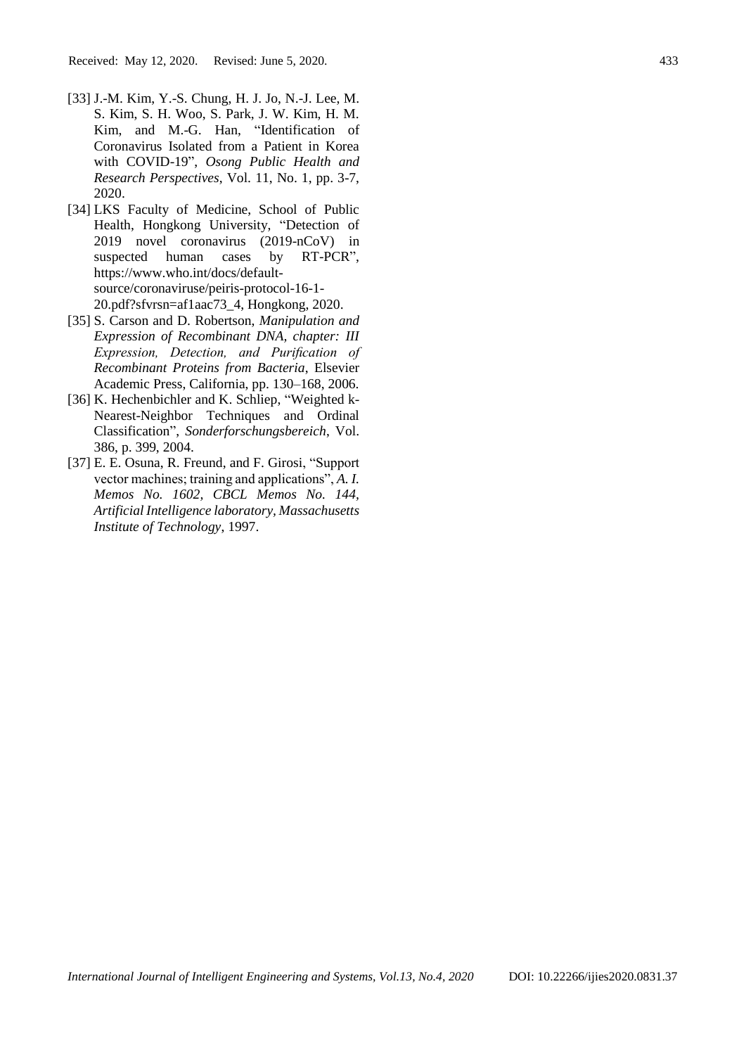[33] J.-M. Kim, Y.-S. Chung, H. J. Jo, N.-J. Lee, M. S. Kim, S. H. Woo, S. Park, J. W. Kim, H. M. Kim, and M.-G. Han, "Identification of Coronavirus Isolated from a Patient in Korea with COVID-19", *Osong Public Health and Research Perspectives*, Vol. 11, No. 1, pp. 3-7, 2020.

[34] LKS Faculty of Medicine, School of Public Health, Hongkong University, "Detection of 2019 novel coronavirus (2019-nCoV) in suspected human cases by RT-PCR", https://www.who.int/docs/default-source/coronaviruse/peiris-protocol-16-1-20.pdf?sfvrsn=af1aac73_4, Hongkong, 2020.

[35] S. Carson and D. Robertson, *Manipulation and Expression of Recombinant DNA, chapter: III Expression, Detection, and Purification of Recombinant Proteins from Bacteria*, Elsevier Academic Press, California, pp. 130–168, 2006.

[36] K. Hechenbichler and K. Schliep, "Weighted k-Nearest-Neighbor Techniques and Ordinal Classification", *Sonderforschungsbereich*, Vol. 386, p. 399, 2004.

[37] E. E. Osuna, R. Freund, and F. Girosi, "Support vector machines; training and applications", *A. I. Memos No. 1602, CBCL Memos No. 144, Artificial Intelligence laboratory, Massachusetts Institute of Technology*, 1997.